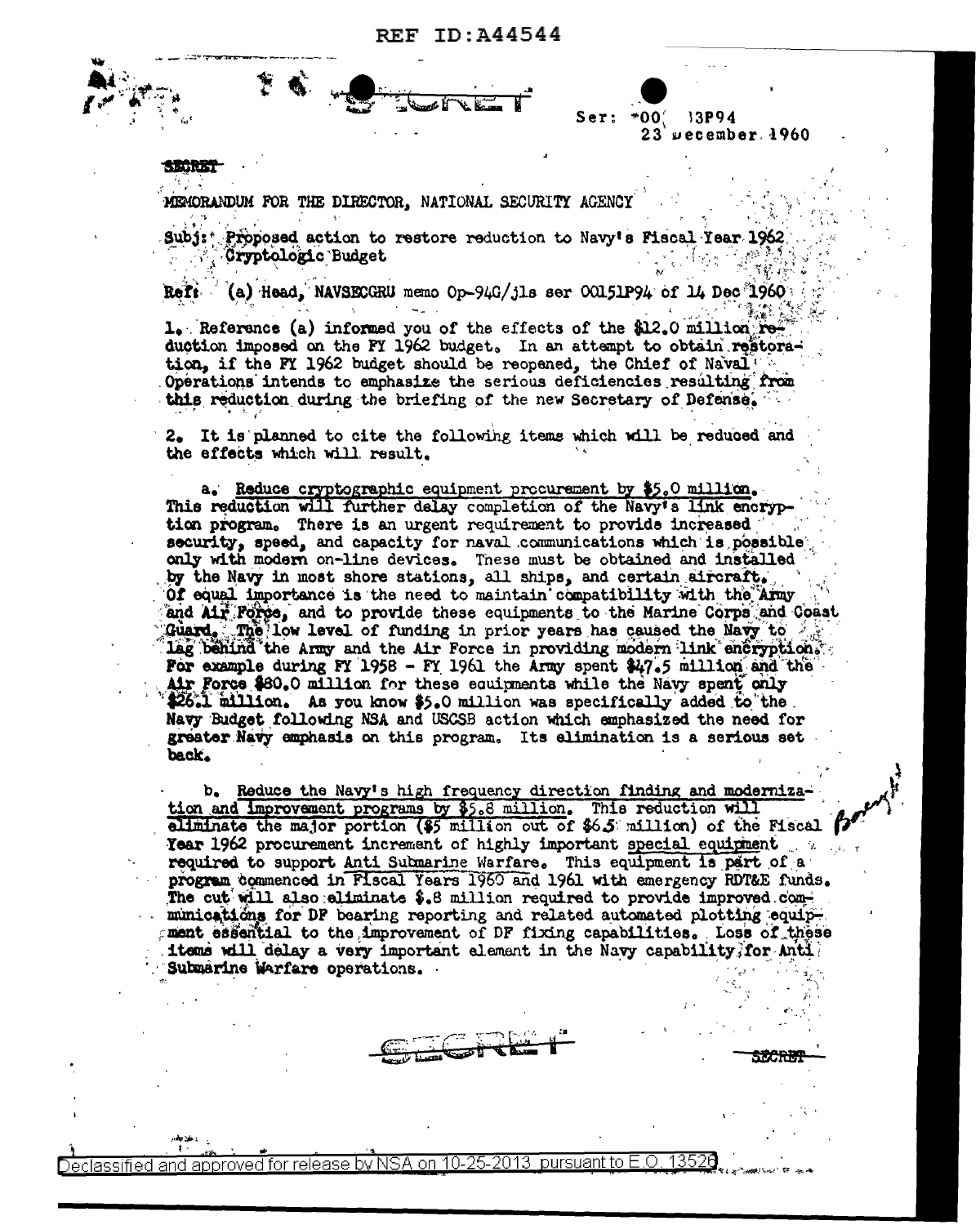SECRET

Ser: 00( 13P94
23 December 1960

SECRET

MEMORANDUM FOR THE DIRECTOR, NATIONAL SECURITY AGENCY

Subj: Proposed action to restore reduction to Navy's Fiscal Year 1962 Cryptologic Budget

Ref: (a) Head, NAVSECGRU memo Op-94G/jls ser 00151P94 of 14 Dec 1960

1. Reference (a) informed you of the effects of the $12.0 million reduction imposed on the FY 1962 budget. In an attempt to obtain restoration, if the FY 1962 budget should be reopened, the Chief of Naval Operations intends to emphasize the serious deficiencies resulting from this reduction during the briefing of the new Secretary of Defense.

2. It is planned to cite the following items which will be reduced and the effects which will result.

a. Reduce cryptographic equipment procurement by $5.0 million. This reduction will further delay completion of the Navy's link encryption program. There is an urgent requirement to provide increased security, speed, and capacity for naval communications which is possible only with modern on-line devices. These must be obtained and installed by the Navy in most shore stations, all ships, and certain aircraft. Of equal importance is the need to maintain compatibility with the Army and Air Force, and to provide these equipments to the Marine Corps and Coast Guard. The low level of funding in prior years has caused the Navy to lag behind the Army and the Air Force in providing modern link encryption. For example during FY 1958 - FY 1961 the Army spent $47.5 million and the Air Force $80.0 million for these equipments while the Navy spent only $26.1 million. As you know $5.0 million was specifically added to the Navy Budget following NSA and USCSB action which emphasized the need for greater Navy emphasis on this program. Its elimination is a serious set back.

b. Reduce the Navy's high frequency direction finding and modernization and improvement programs by $5.8 million. This reduction will eliminate the major portion ($5 million out of $6.5 million) of the Fiscal Year 1962 procurement increment of highly important special equipment required to support Anti Submarine Warfare. This equipment is part of a program commenced in Fiscal Years 1960 and 1961 with emergency RDT&E funds. The cut will also eliminate $.8 million required to provide improved communications for DF bearing reporting and related automated plotting equipment essential to the improvement of DF fixing capabilities. Loss of these items will delay a very important element in the Navy capability for Anti Submarine Warfare operations.

SECRET

SECRET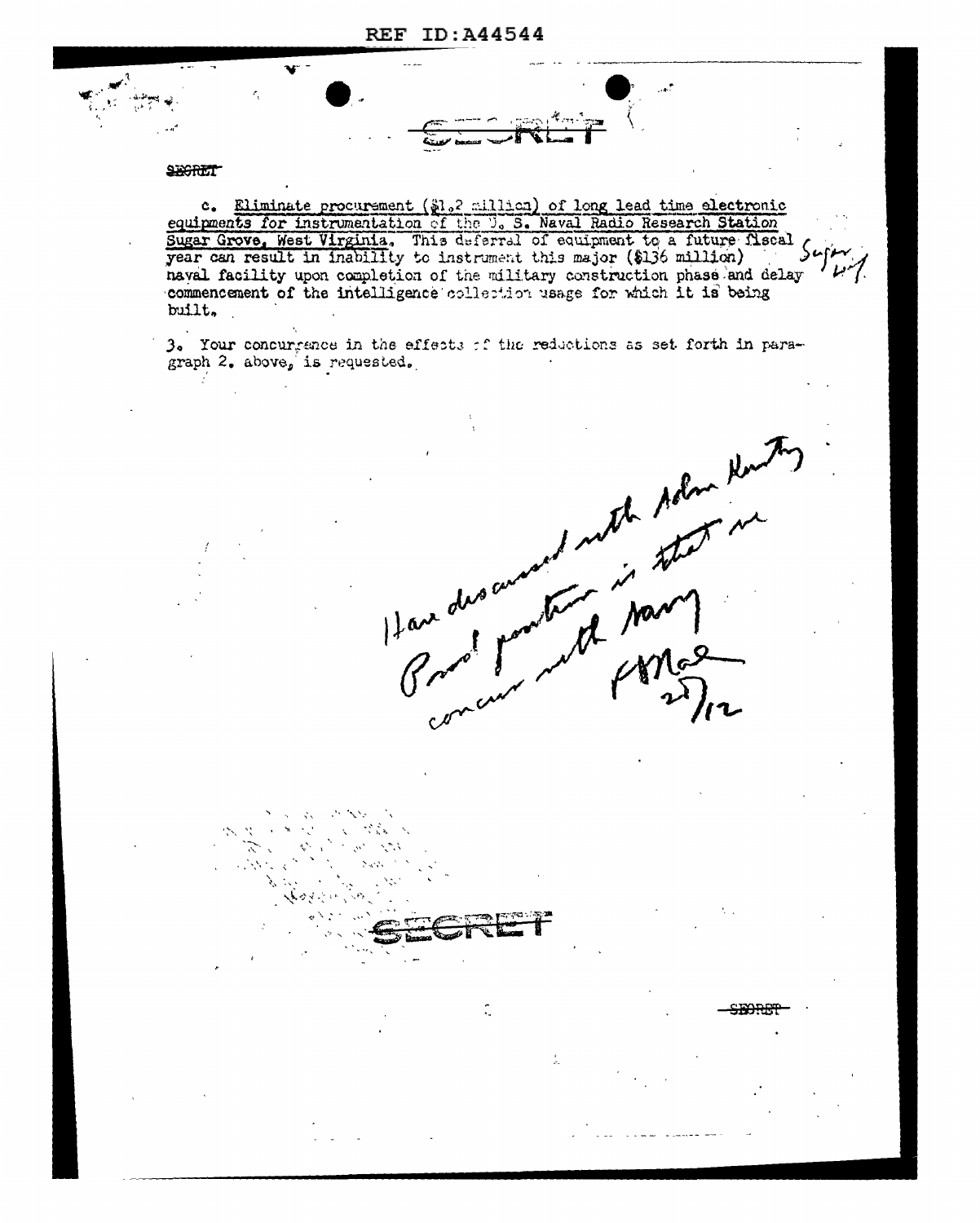SECRET

SECRET

c. Eliminate procurement ($1.2 million) of long lead time electronic equipments for instrumentation of the U. S. Naval Radio Research Station Sugar Grove, West Virginia. This deferral of equipment to a future fiscal year can result in inability to instrument this major ($136 million) naval facility upon completion of the military construction phase and delay commencement of the intelligence collection usage for which it is being built.

Sugar Grove

3. Your concurrence in the effects of the reductions as set forth in paragraph 2. above, is requested.

Have discussed with Adm Kentz
Prod position is that we
concur with Navy
FMac
27/12

SECRET

SECRET